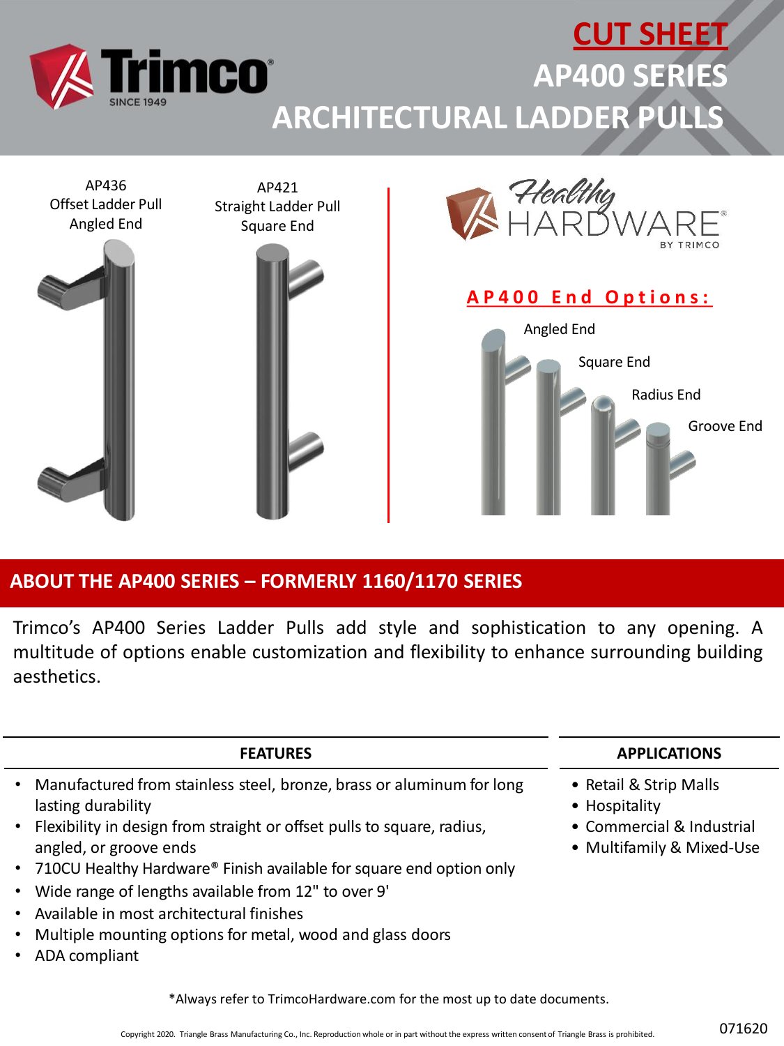# CUT SHEET

# AP400 SERIES

# ARCHITECTURAL LADDER PULLS

AP436
Offset Ladder Pull
Angled End

AP421
Straight Ladder Pull
Square End

**AP400 End Options:**

Angled End

Square End

Radius End

Groove End

## ABOUT THE AP400 SERIES – FORMERLY 1160/1170 SERIES

Trimco's AP400 Series Ladder Pulls add style and sophistication to any opening. A multitude of options enable customization and flexibility to enhance surrounding building aesthetics.

### FEATURES

- Manufactured from stainless steel, bronze, brass or aluminum for long lasting durability
- Flexibility in design from straight or offset pulls to square, radius, angled, or groove ends
- 710CU Healthy Hardware® Finish available for square end option only
- Wide range of lengths available from 12" to over 9'
- Available in most architectural finishes
- Multiple mounting options for metal, wood and glass doors
- ADA compliant

### APPLICATIONS

- Retail & Strip Malls
- Hospitality
- Commercial & Industrial
- Multifamily & Mixed-Use

*Always refer to TrimcoHardware.com for the most up to date documents.

Copyright 2020. Triangle Brass Manufacturing Co., Inc. Reproduction whole or in part without the express written consent of Triangle Brass is prohibited.

071620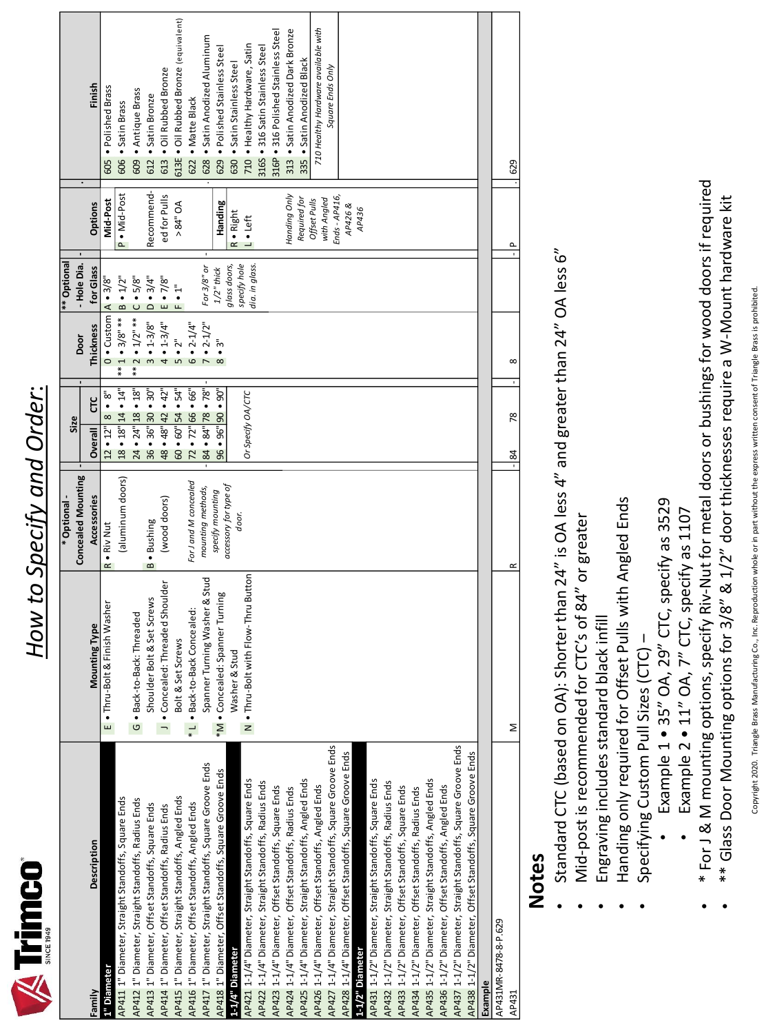# How to Specify and Order:

| Family | Description | Mounting Type | * Optional - Concealed Mounting Accessories | Size | | Door Thickness | ** Optional - Hole Dia. for Glass | Options | Finish |
|---|---|---|---|---|---|---|---|---|---|
| | | | | Overall | CTC | | | | |
| **1" Diameter** | | E • Thru-Bolt & Finish Washer | R • Riv Nut (aluminum doors) | 12 • 12" | 8 • 8" | 0 • Custom | A • 3/8" | **Mid-Post** | 605 • Polished Brass |
| AP411 | 1" Diameter, Straight Standoffs, Square Ends | G • Back-to-Back: Threaded Shoulder Bolt & Set Screws | B • Bushing (wood doors) | 18 • 18" | 14 • 14" | ** 1 • 3/8" ** | B • 1/2" | P • Mid-Post | 606 • Satin Brass |
| AP412 | 1" Diameter, Straight Standoffs, Radius Ends | J • Concealed: Threaded Shoulder Bolt & Set Screws | *For J and M concealed mounting methods, specify mounting accessory for type of door.* | 24 • 24" | 18 • 18" | ** 2 • 1/2" ** | C • 5/8" | Recommended for Pulls > 84" OA | 609 • Antique Brass |
| AP413 | 1" Diameter, Offset Standoffs, Square Ends | * L • Back-to-Back Concealed: Spanner Turning Washer & Stud | | 36 • 36" | 30 • 30" | 3 • 1-3/8" | D • 3/4" | | 612 • Satin Bronze |
| AP414 | 1" Diameter, Offset Standoffs, Radius Ends | * M • Concealed: Spanner Turning Washer & Stud | | 48 • 48" | 42 • 42" | 4 • 1-3/4" | E • 7/8" | | 613 • Oil Rubbed Bronze |
| AP415 | 1" Diameter, Straight Standoffs, Angled Ends | N • Thru-Bolt with Flow-Thru Button | | 60 • 60" | 54 • 54" | 5 • 2" | F • 1" | | 613E • Oil Rubbed Bronze (equivalent) |
| AP416 | 1" Diameter, Offset Standoffs, Angled Ends | | | 72 • 72" | 66 • 66" | 6 • 2-1/4" | | | 622 • Matte Black |
| AP417 | 1" Diameter, Straight Standoffs, Square Groove Ends | | | 84 • 84" | 78 • 78" | 7 • 2-1/2" | *For 3/8" or 1/2" thick glass doors, specify hole dia. in glass.* | **Handing** | 628 • Satin Anodized Aluminum |
| AP418 | 1" Diameter, Offset Standoffs, Square Groove Ends | | | 96 • 96" | 90 • 90" | 8 • 3" | | R • Right | 629 • Polished Stainless Steel |
| **1-1/4" Diameter** | | | | *Or Specify OA/CTC* | | | | L • Left | 630 • Satin Stainless Steel |
| AP421 | 1-1/4" Diameter, Straight Standoffs, Square Ends | | | | | | | *Handing Only Required for Offset Pulls with Angled Ends - AP416, AP426 & AP436* | 710 • Healthy Hardware, Satin |
| AP422 | 1-1/4" Diameter, Straight Standoffs, Radius Ends | | | | | | | | 316S • 316 Satin Stainless Steel |
| AP423 | 1-1/4" Diameter, Offset Standoffs, Square Ends | | | | | | | | 316P • 316 Polished Stainless Steel |
| AP424 | 1-1/4" Diameter, Offset Standoffs, Radius Ends | | | | | | | | 313 • Satin Anodized Dark Bronze |
| AP425 | 1-1/4" Diameter, Straight Standoffs, Angled Ends | | | | | | | | 335 • Satin Anodized Black |
| AP426 | 1-1/4" Diameter, Offset Standoffs, Angled Ends | | | | | | | | *710 Healthy Hardware available with Square Ends Only* |
| AP427 | 1-1/4" Diameter, Straight Standoffs, Square Groove Ends | | | | | | | | |
| AP428 | 1-1/4" Diameter, Offset Standoffs, Square Groove Ends | | | | | | | | |
| **1-1/2" Diameter** | | | | | | | | | |
| AP431 | 1-1/2" Diameter, Straight Standoffs, Square Ends | | | | | | | | |
| AP432 | 1-1/2" Diameter, Straight Standoffs, Radius Ends | | | | | | | | |
| AP433 | 1-1/2" Diameter, Offset Standoffs, Square Ends | | | | | | | | |
| AP434 | 1-1/2" Diameter, Offset Standoffs, Radius Ends | | | | | | | | |
| AP435 | 1-1/2" Diameter, Straight Standoffs, Angled Ends | | | | | | | | |
| AP436 | 1-1/2" Diameter, Offset Standoffs, Angled Ends | | | | | | | | |
| AP437 | 1-1/2" Diameter, Straight Standoffs, Square Groove Ends | | | | | | | | |
| AP438 | 1-1/2" Diameter, Offset Standoffs, Square Groove Ends | | | | | | | | |
| **Example** | | | | | | | | | |
| AP431MR-8478-8-P.629 | | | | | | | | | |
| AP431 | | M | R | 84 | 78 | 8 | | P | 629 |

## Notes

- Standard CTC (based on OA): Shorter than 24" is OA less 4" and greater than 24" OA less 6"
- Mid-post is recommended for CTC's of 84" or greater
- Engraving includes standard black infill
- Handing only required for Offset Pulls with Angled Ends
- Specifying Custom Pull Sizes (CTC) –
  - Example 1 • 35" OA, 29" CTC, specify as 3529
  - Example 2 • 11" OA, 7" CTC, specify as 1107
- * For J & M mounting options, specify Riv-Nut for metal doors or bushings for wood doors if required
- ** Glass Door Mounting options for 3/8" & 1/2" door thicknesses require a W-Mount hardware kit

Copyright 2020. Triangle Brass Manufacturing Co., Inc. Reproduction whole or in part without the express written consent of Triangle Brass is prohibited.